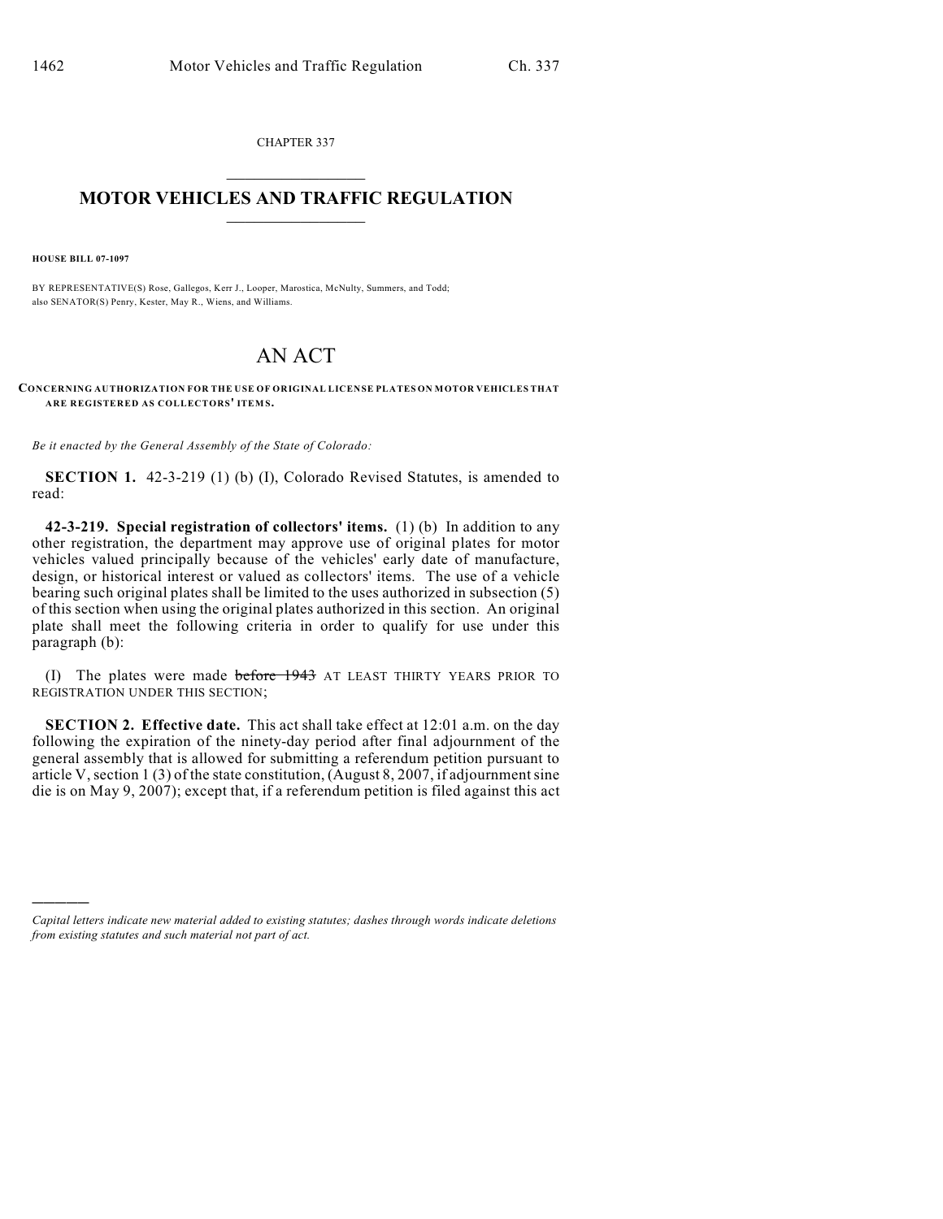CHAPTER 337

# MOTOR VEHICLES AND TRAFFIC REGULATION

**HOUSE BILL 07-1097**

BY REPRESENTATIVE(S) Rose, Gallegos, Kerr J., Looper, Marostica, McNulty, Summers, and Todd; also SENATOR(S) Penry, Kester, May R., Wiens, and Williams.

# AN ACT

**CONCERNING AUTHORIZATION FOR THE USE OF ORIGINAL LICENSE PLATES ON MOTOR VEHICLES THAT ARE REGISTERED AS COLLECTORS' ITEMS.**

*Be it enacted by the General Assembly of the State of Colorado:*

**SECTION 1.** 42-3-219 (1) (b) (I), Colorado Revised Statutes, is amended to read:

**42-3-219. Special registration of collectors' items.** (1) (b) In addition to any other registration, the department may approve use of original plates for motor vehicles valued principally because of the vehicles' early date of manufacture, design, or historical interest or valued as collectors' items. The use of a vehicle bearing such original plates shall be limited to the uses authorized in subsection (5) of this section when using the original plates authorized in this section. An original plate shall meet the following criteria in order to qualify for use under this paragraph (b):

(I) The plates were made ~~before 1943~~ AT LEAST THIRTY YEARS PRIOR TO REGISTRATION UNDER THIS SECTION;

**SECTION 2. Effective date.** This act shall take effect at 12:01 a.m. on the day following the expiration of the ninety-day period after final adjournment of the general assembly that is allowed for submitting a referendum petition pursuant to article V, section 1 (3) of the state constitution, (August 8, 2007, if adjournment sine die is on May 9, 2007); except that, if a referendum petition is filed against this act

---

*Capital letters indicate new material added to existing statutes; dashes through words indicate deletions from existing statutes and such material not part of act.*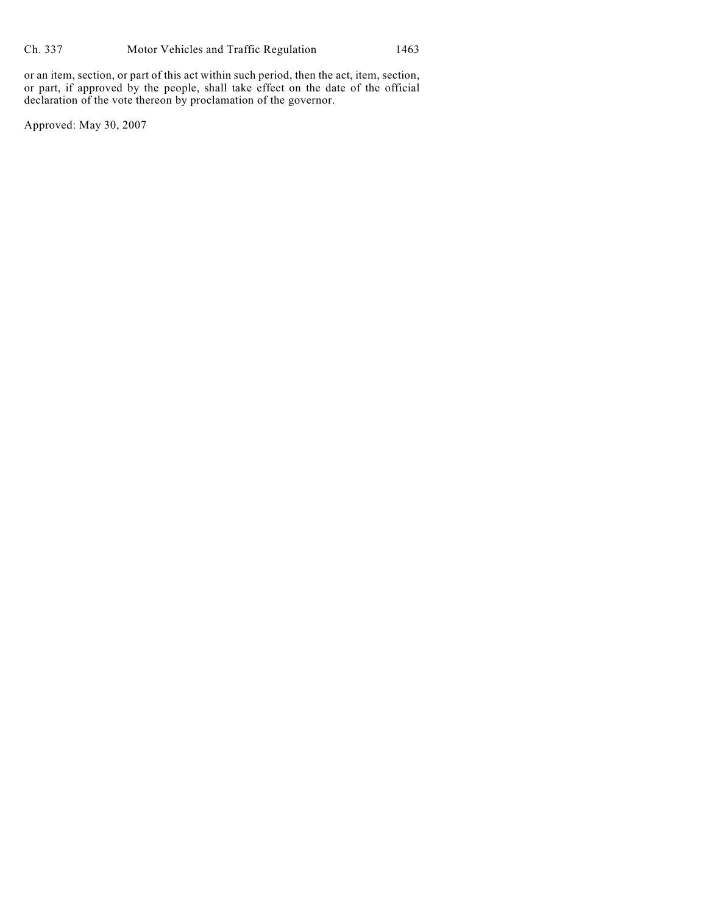or an item, section, or part of this act within such period, then the act, item, section, or part, if approved by the people, shall take effect on the date of the official declaration of the vote thereon by proclamation of the governor.

Approved: May 30, 2007